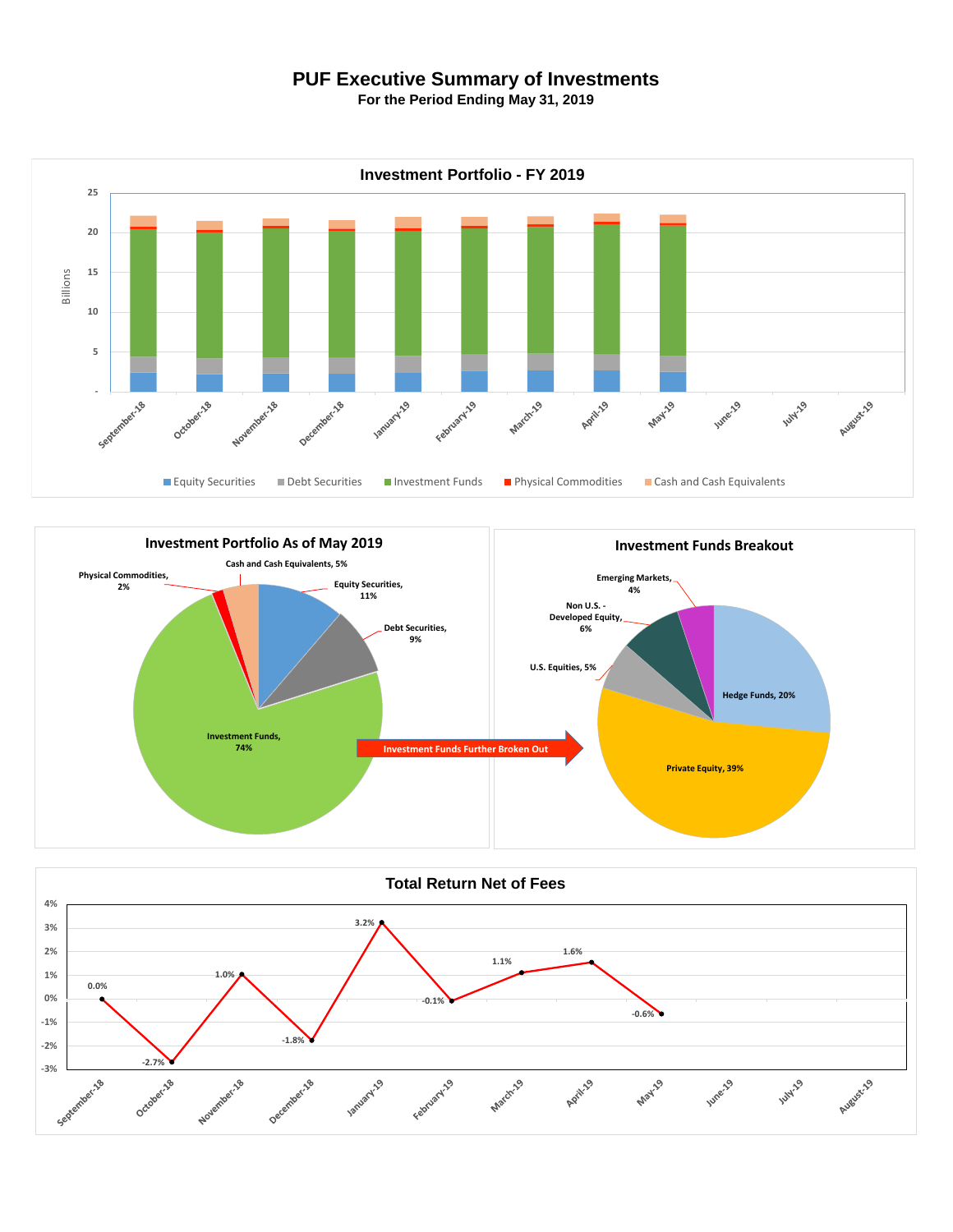# PUF Executive Summary of Investments

**For the Period Ending May 31, 2019**

## Investment Portfolio - FY 2019

Billions

25, 20, 15, 10, 5, -

September-18, October-18, November-18, December-18, January-19, February-19, March-19, April-19, May-19, June-19, July-19, August-19

Equity Securities | Debt Securities | Investment Funds | Physical Commodities | Cash and Cash Equivalents

## Investment Portfolio As of May 2019

- Cash and Cash Equivalents, 5%
- Physical Commodities, 2%
- Equity Securities, 11%
- Debt Securities, 9%
- Investment Funds, 74%

Investment Funds Further Broken Out

## Investment Funds Breakout

- Emerging Markets, 4%
- Non U.S. - Developed Equity, 6%
- U.S. Equities, 5%
- Hedge Funds, 20%
- Private Equity, 39%

## Total Return Net of Fees

| Month | Return |
|---|---|
| September-18 | 0.0% |
| October-18 | -2.7% |
| November-18 | 1.0% |
| December-18 | -1.8% |
| January-19 | 3.2% |
| February-19 | -0.1% |
| March-19 | 1.1% |
| April-19 | 1.6% |
| May-19 | -0.6% |
| June-19 | |
| July-19 | |
| August-19 | |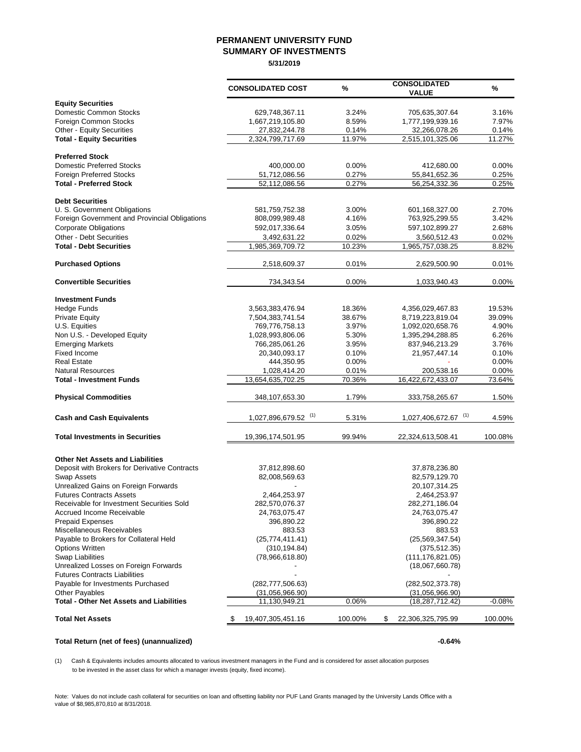# PERMANENT UNIVERSITY FUND
## SUMMARY OF INVESTMENTS
**5/31/2019**

| | CONSOLIDATED COST | % | CONSOLIDATED VALUE | % |
|---|---|---|---|---|
| **Equity Securities** | | | | |
| Domestic Common Stocks | 629,748,367.11 | 3.24% | 705,635,307.64 | 3.16% |
| Foreign Common Stocks | 1,667,219,105.80 | 8.59% | 1,777,199,939.16 | 7.97% |
| Other - Equity Securities | 27,832,244.78 | 0.14% | 32,266,078.26 | 0.14% |
| **Total - Equity Securities** | 2,324,799,717.69 | 11.97% | 2,515,101,325.06 | 11.27% |
| **Preferred Stock** | | | | |
| Domestic Preferred Stocks | 400,000.00 | 0.00% | 412,680.00 | 0.00% |
| Foreign Preferred Stocks | 51,712,086.56 | 0.27% | 55,841,652.36 | 0.25% |
| **Total - Preferred Stock** | 52,112,086.56 | 0.27% | 56,254,332.36 | 0.25% |
| **Debt Securities** | | | | |
| U. S. Government Obligations | 581,759,752.38 | 3.00% | 601,168,327.00 | 2.70% |
| Foreign Government and Provincial Obligations | 808,099,989.48 | 4.16% | 763,925,299.55 | 3.42% |
| Corporate Obligations | 592,017,336.64 | 3.05% | 597,102,899.27 | 2.68% |
| Other - Debt Securities | 3,492,631.22 | 0.02% | 3,560,512.43 | 0.02% |
| **Total - Debt Securities** | 1,985,369,709.72 | 10.23% | 1,965,757,038.25 | 8.82% |
| **Purchased Options** | 2,518,609.37 | 0.01% | 2,629,500.90 | 0.01% |
| **Convertible Securities** | 734,343.54 | 0.00% | 1,033,940.43 | 0.00% |
| **Investment Funds** | | | | |
| Hedge Funds | 3,563,383,476.94 | 18.36% | 4,356,029,467.83 | 19.53% |
| Private Equity | 7,504,383,741.54 | 38.67% | 8,719,223,819.04 | 39.09% |
| U.S. Equities | 769,776,758.13 | 3.97% | 1,092,020,658.76 | 4.90% |
| Non U.S. - Developed Equity | 1,028,993,806.06 | 5.30% | 1,395,294,288.85 | 6.26% |
| Emerging Markets | 766,285,061.26 | 3.95% | 837,946,213.29 | 3.76% |
| Fixed Income | 20,340,093.17 | 0.10% | 21,957,447.14 | 0.10% |
| Real Estate | 444,350.95 | 0.00% | - | 0.00% |
| Natural Resources | 1,028,414.20 | 0.01% | 200,538.16 | 0.00% |
| **Total - Investment Funds** | 13,654,635,702.25 | 70.36% | 16,422,672,433.07 | 73.64% |
| **Physical Commodities** | 348,107,653.30 | 1.79% | 333,758,265.67 | 1.50% |
| **Cash and Cash Equivalents** | 1,027,896,679.52 (1) | 5.31% | 1,027,406,672.67 (1) | 4.59% |
| **Total Investments in Securities** | 19,396,174,501.95 | 99.94% | 22,324,613,508.41 | 100.08% |
| **Other Net Assets and Liabilities** | | | | |
| Deposit with Brokers for Derivative Contracts | 37,812,898.60 | | 37,878,236.80 | |
| Swap Assets | 82,008,569.63 | | 82,579,129.70 | |
| Unrealized Gains on Foreign Forwards | - | | 20,107,314.25 | |
| Futures Contracts Assets | 2,464,253.97 | | 2,464,253.97 | |
| Receivable for Investment Securities Sold | 282,570,076.37 | | 282,271,186.04 | |
| Accrued Income Receivable | 24,763,075.47 | | 24,763,075.47 | |
| Prepaid Expenses | 396,890.22 | | 396,890.22 | |
| Miscellaneous Receivables | 883.53 | | 883.53 | |
| Payable to Brokers for Collateral Held | (25,774,411.41) | | (25,569,347.54) | |
| Options Written | (310,194.84) | | (375,512.35) | |
| Swap Liabilities | (78,966,618.80) | | (111,176,821.05) | |
| Unrealized Losses on Foreign Forwards | - | | (18,067,660.78) | |
| Futures Contracts Liabilities | - | | - | |
| Payable for Investments Purchased | (282,777,506.63) | | (282,502,373.78) | |
| Other Payables | (31,056,966.90) | | (31,056,966.90) | |
| **Total - Other Net Assets and Liabilities** | 11,130,949.21 | 0.06% | (18,287,712.42) | -0.08% |
| **Total Net Assets** | $ 19,407,305,451.16 | 100.00% | $ 22,306,325,795.99 | 100.00% |

**Total Return (net of fees) (unannualized)** **-0.64%**

(1) Cash & Equivalents includes amounts allocated to various investment managers in the Fund and is considered for asset allocation purposes to be invested in the asset class for which a manager invests (equity, fixed income).

Note: Values do not include cash collateral for securities on loan and offsetting liability nor PUF Land Grants managed by the University Lands Office with a value of $8,985,870,810 at 8/31/2018.